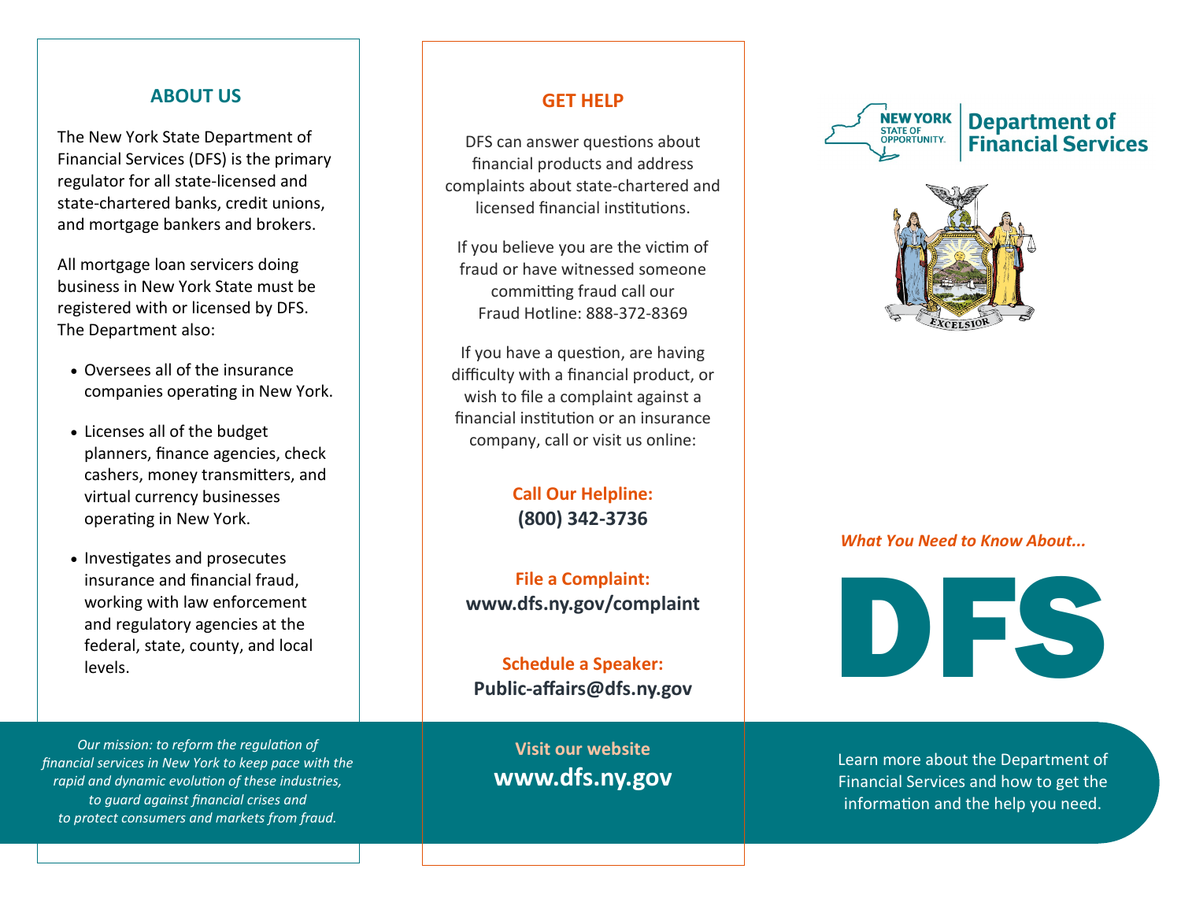## ABOUT US

The New York State Department of Financial Services (DFS) is the primary regulator for all state-licensed and state-chartered banks, credit unions, and mortgage bankers and brokers.

All mortgage loan servicers doing business in New York State must be registered with or licensed by DFS. The Department also:

- Oversees all of the insurance companies operating in New York.
- Licenses all of the budget planners, finance agencies, check cashers, money transmitters, and virtual currency businesses operating in New York.
- Investigates and prosecutes insurance and financial fraud, working with law enforcement and regulatory agencies at the federal, state, county, and local levels.

*Our mission: to reform the regulation of financial services in New York to keep pace with the rapid and dynamic evolution of these industries, to guard against financial crises and to protect consumers and markets from fraud.*

## GET HELP

DFS can answer questions about financial products and address complaints about state-chartered and licensed financial institutions.

If you believe you are the victim of fraud or have witnessed someone committing fraud call our Fraud Hotline: 888-372-8369

If you have a question, are having difficulty with a financial product, or wish to file a complaint against a financial institution or an insurance company, call or visit us online:

**Call Our Helpline:**
**(800) 342-3736**

**File a Complaint:**
**www.dfs.ny.gov/complaint**

**Schedule a Speaker:**
**Public-affairs@dfs.ny.gov**

**Visit our website**
**www.dfs.ny.gov**

NEW YORK STATE OF OPPORTUNITY. | Department of Financial Services

EXCELSIOR

*What You Need to Know About...*

# DFS

Learn more about the Department of Financial Services and how to get the information and the help you need.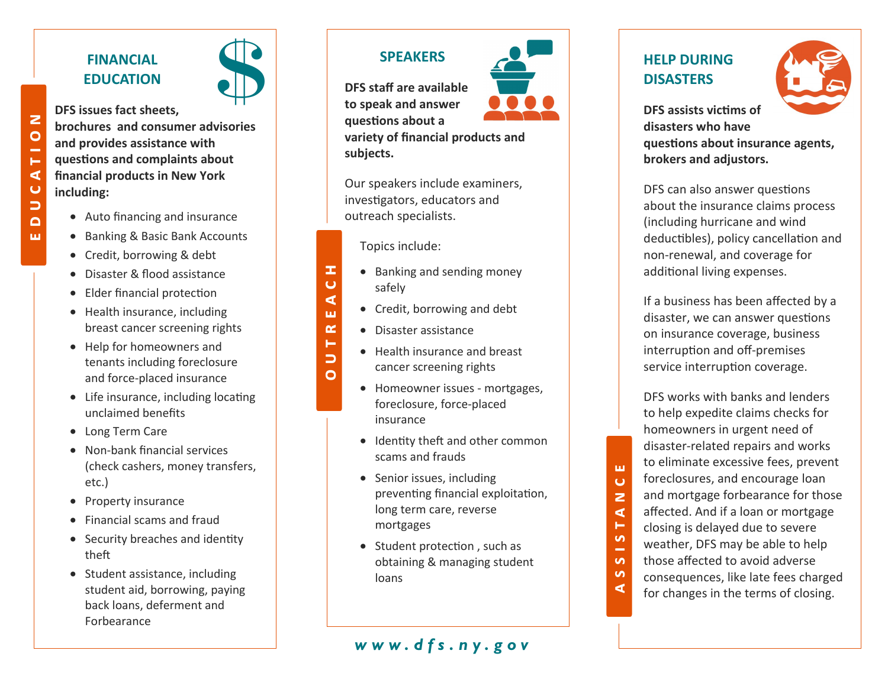EDUCATION

## FINANCIAL EDUCATION

**DFS issues fact sheets, brochures and consumer advisories and provides assistance with questions and complaints about financial products in New York including:**

- Auto financing and insurance
- Banking & Basic Bank Accounts
- Credit, borrowing & debt
- Disaster & flood assistance
- Elder financial protection
- Health insurance, including breast cancer screening rights
- Help for homeowners and tenants including foreclosure and force-placed insurance
- Life insurance, including locating unclaimed benefits
- Long Term Care
- Non-bank financial services (check cashers, money transfers, etc.)
- Property insurance
- Financial scams and fraud
- Security breaches and identity theft
- Student assistance, including student aid, borrowing, paying back loans, deferment and Forbearance

OUTREACH

## SPEAKERS

**DFS staff are available to speak and answer questions about a variety of financial products and subjects.**

Our speakers include examiners, investigators, educators and outreach specialists.

Topics include:

- Banking and sending money safely
- Credit, borrowing and debt
- Disaster assistance
- Health insurance and breast cancer screening rights
- Homeowner issues - mortgages, foreclosure, force-placed insurance
- Identity theft and other common scams and frauds
- Senior issues, including preventing financial exploitation, long term care, reverse mortgages
- Student protection , such as obtaining & managing student loans

*www.dfs.ny.gov*

ASSISTANCE

## HELP DURING DISASTERS

**DFS assists victims of disasters who have questions about insurance agents, brokers and adjustors.**

DFS can also answer questions about the insurance claims process (including hurricane and wind deductibles), policy cancellation and non-renewal, and coverage for additional living expenses.

If a business has been affected by a disaster, we can answer questions on insurance coverage, business interruption and off-premises service interruption coverage.

DFS works with banks and lenders to help expedite claims checks for homeowners in urgent need of disaster-related repairs and works to eliminate excessive fees, prevent foreclosures, and encourage loan and mortgage forbearance for those affected. And if a loan or mortgage closing is delayed due to severe weather, DFS may be able to help those affected to avoid adverse consequences, like late fees charged for changes in the terms of closing.